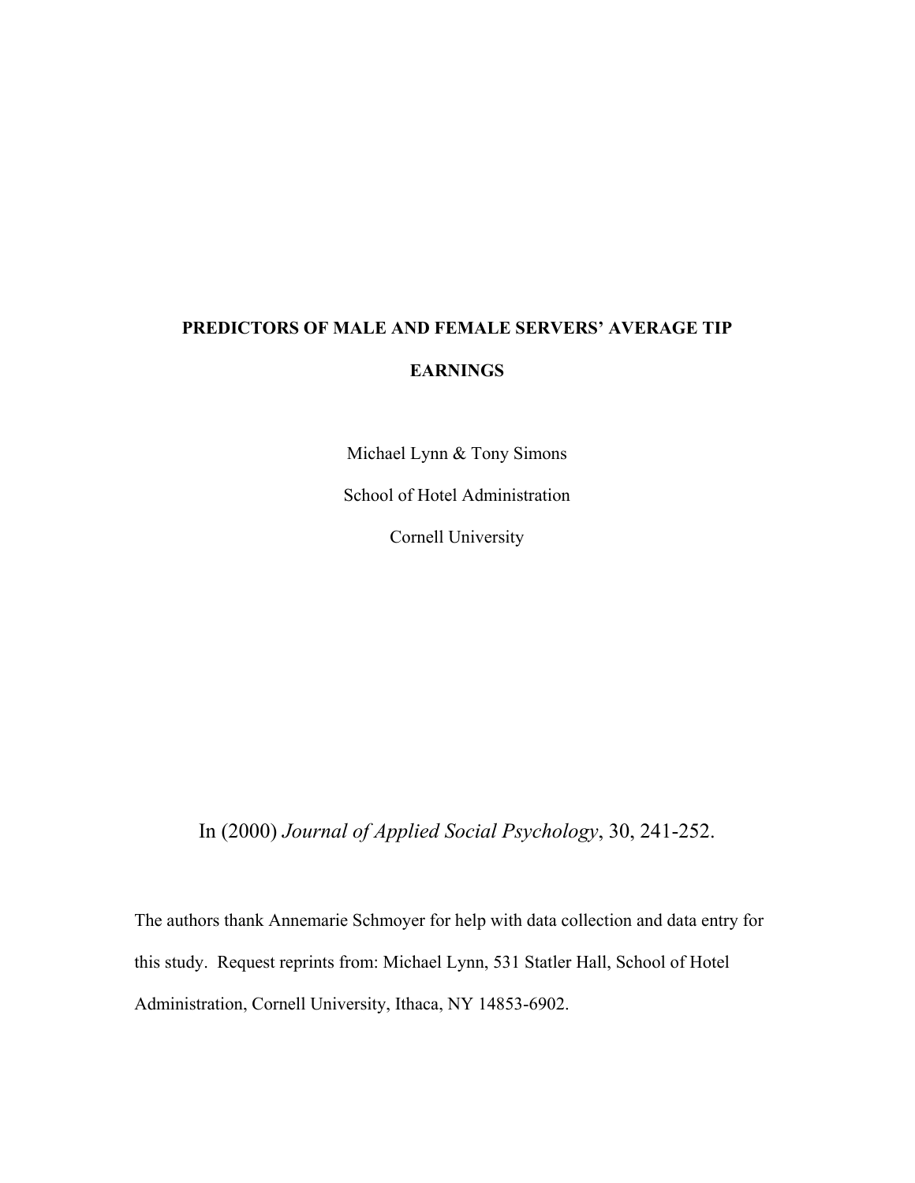# PREDICTORS OF MALE AND FEMALE SERVERS' AVERAGE TIP EARNINGS

Michael Lynn & Tony Simons

School of Hotel Administration

Cornell University

In (2000) *Journal of Applied Social Psychology*, 30, 241-252.

The authors thank Annemarie Schmoyer for help with data collection and data entry for this study. Request reprints from: Michael Lynn, 531 Statler Hall, School of Hotel Administration, Cornell University, Ithaca, NY 14853-6902.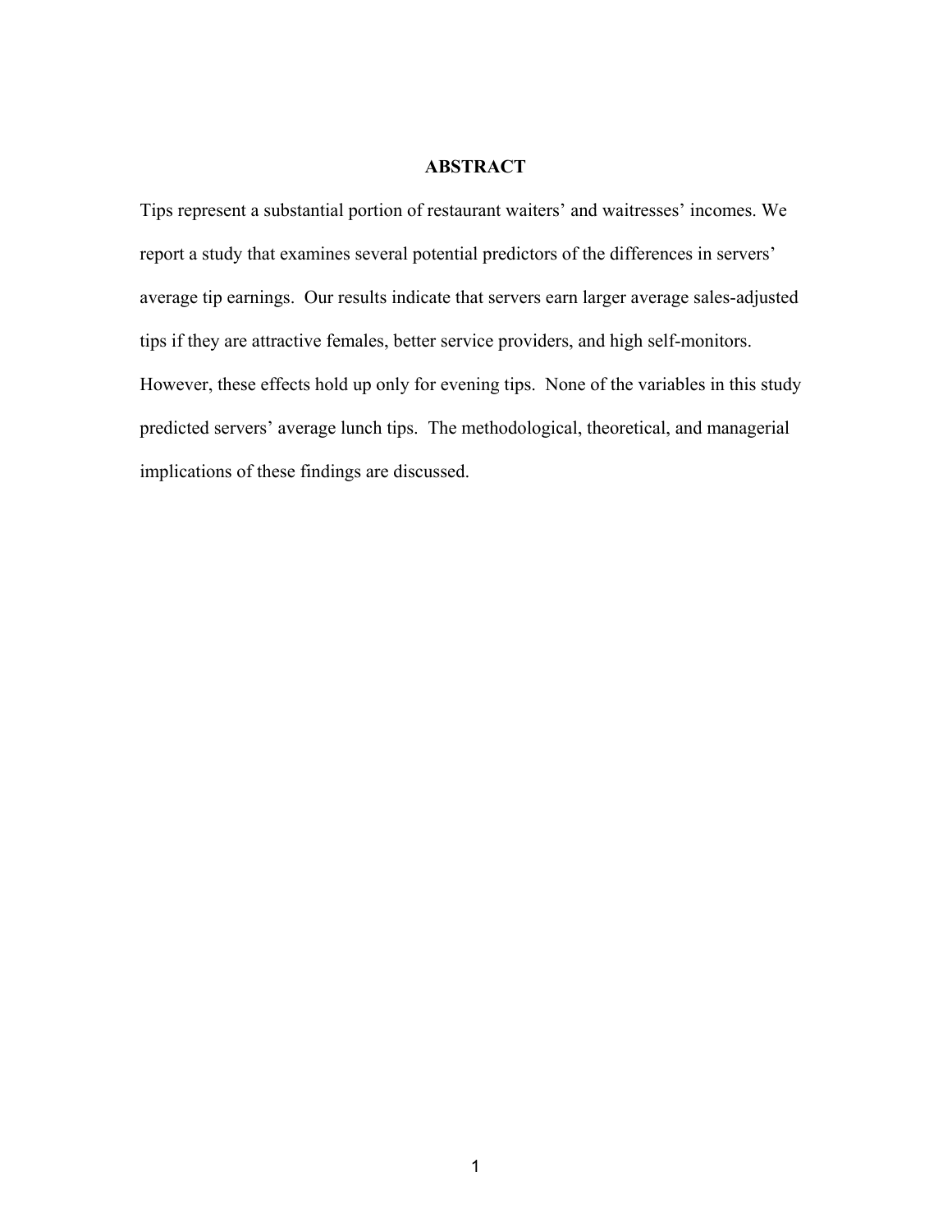## ABSTRACT

Tips represent a substantial portion of restaurant waiters' and waitresses' incomes. We report a study that examines several potential predictors of the differences in servers' average tip earnings. Our results indicate that servers earn larger average sales-adjusted tips if they are attractive females, better service providers, and high self-monitors. However, these effects hold up only for evening tips. None of the variables in this study predicted servers' average lunch tips. The methodological, theoretical, and managerial implications of these findings are discussed.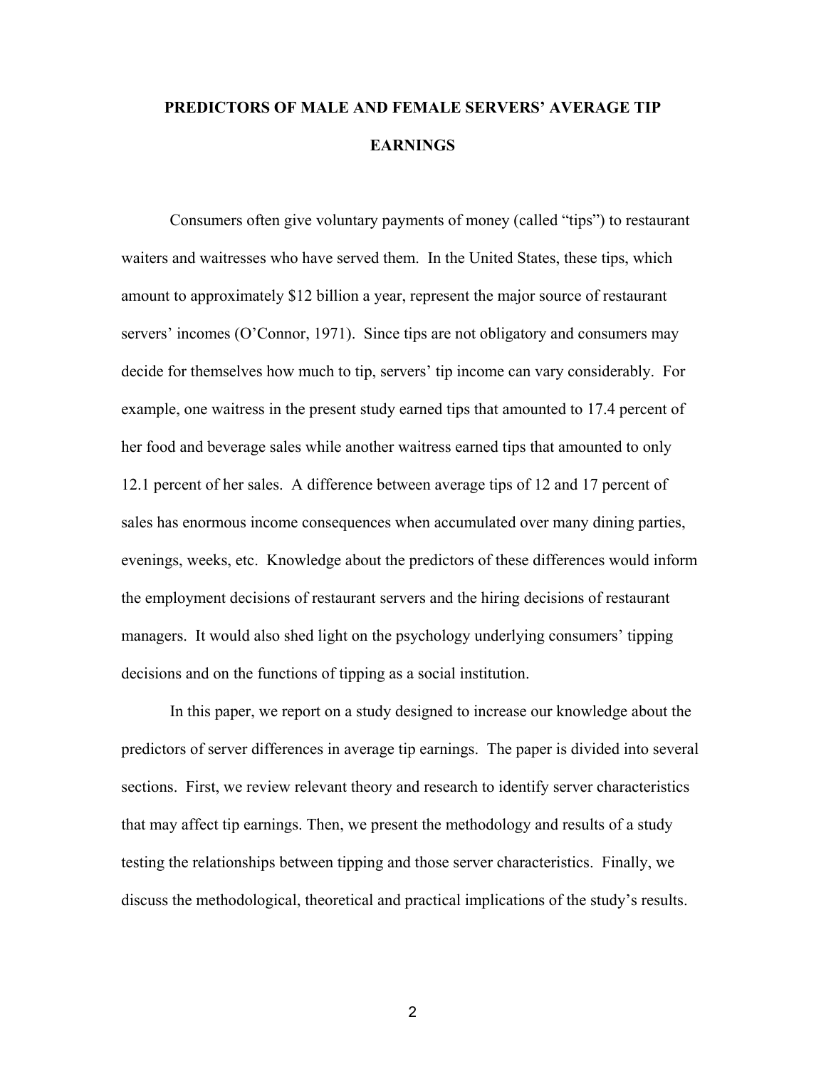# PREDICTORS OF MALE AND FEMALE SERVERS' AVERAGE TIP EARNINGS

Consumers often give voluntary payments of money (called "tips") to restaurant waiters and waitresses who have served them. In the United States, these tips, which amount to approximately $12 billion a year, represent the major source of restaurant servers' incomes (O'Connor, 1971). Since tips are not obligatory and consumers may decide for themselves how much to tip, servers' tip income can vary considerably. For example, one waitress in the present study earned tips that amounted to 17.4 percent of her food and beverage sales while another waitress earned tips that amounted to only 12.1 percent of her sales. A difference between average tips of 12 and 17 percent of sales has enormous income consequences when accumulated over many dining parties, evenings, weeks, etc. Knowledge about the predictors of these differences would inform the employment decisions of restaurant servers and the hiring decisions of restaurant managers. It would also shed light on the psychology underlying consumers' tipping decisions and on the functions of tipping as a social institution.

In this paper, we report on a study designed to increase our knowledge about the predictors of server differences in average tip earnings. The paper is divided into several sections. First, we review relevant theory and research to identify server characteristics that may affect tip earnings. Then, we present the methodology and results of a study testing the relationships between tipping and those server characteristics. Finally, we discuss the methodological, theoretical and practical implications of the study's results.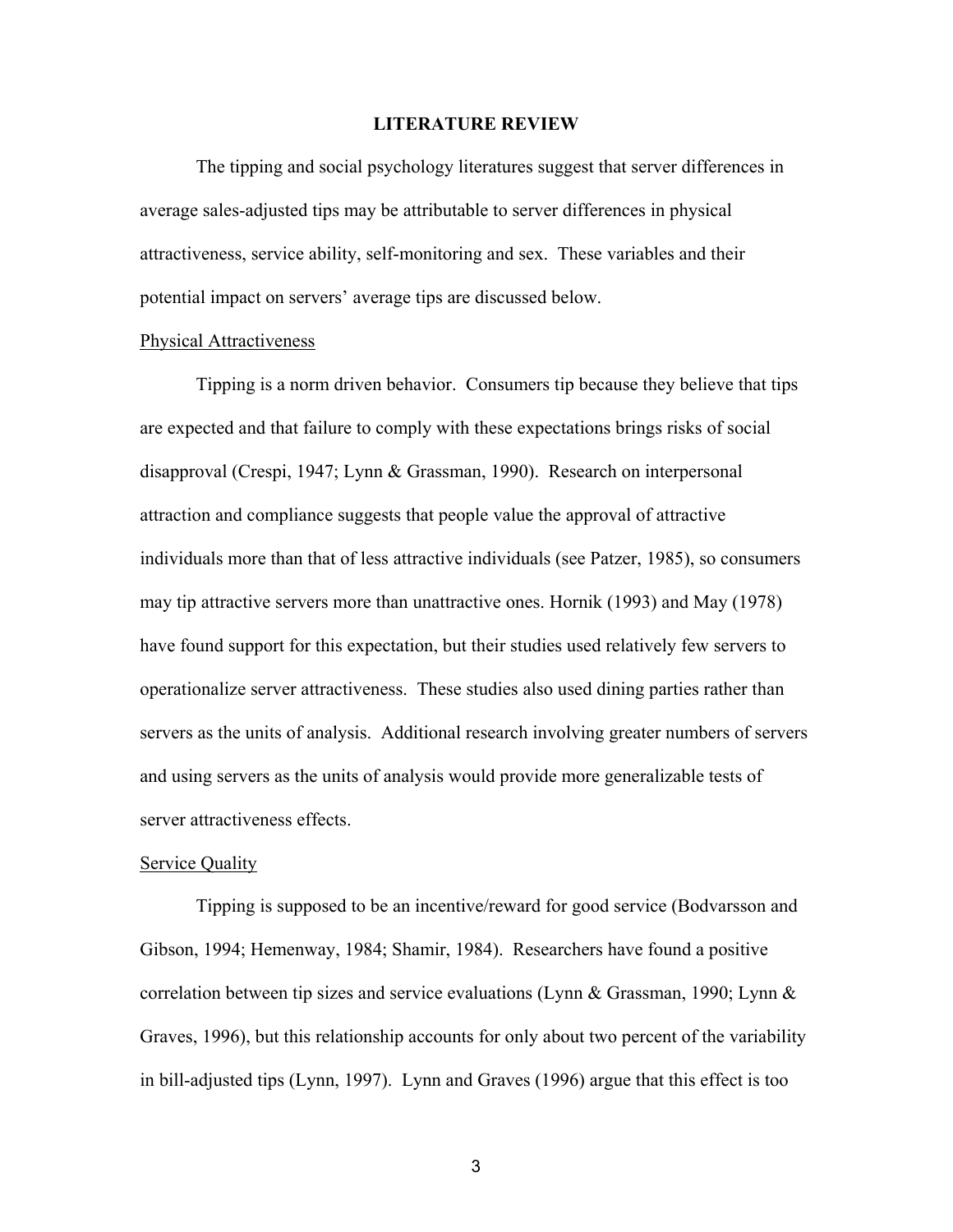## LITERATURE REVIEW

The tipping and social psychology literatures suggest that server differences in average sales-adjusted tips may be attributable to server differences in physical attractiveness, service ability, self-monitoring and sex. These variables and their potential impact on servers' average tips are discussed below.

### Physical Attractiveness

Tipping is a norm driven behavior. Consumers tip because they believe that tips are expected and that failure to comply with these expectations brings risks of social disapproval (Crespi, 1947; Lynn & Grassman, 1990). Research on interpersonal attraction and compliance suggests that people value the approval of attractive individuals more than that of less attractive individuals (see Patzer, 1985), so consumers may tip attractive servers more than unattractive ones. Hornik (1993) and May (1978) have found support for this expectation, but their studies used relatively few servers to operationalize server attractiveness. These studies also used dining parties rather than servers as the units of analysis. Additional research involving greater numbers of servers and using servers as the units of analysis would provide more generalizable tests of server attractiveness effects.

### Service Quality

Tipping is supposed to be an incentive/reward for good service (Bodvarsson and Gibson, 1994; Hemenway, 1984; Shamir, 1984). Researchers have found a positive correlation between tip sizes and service evaluations (Lynn & Grassman, 1990; Lynn & Graves, 1996), but this relationship accounts for only about two percent of the variability in bill-adjusted tips (Lynn, 1997). Lynn and Graves (1996) argue that this effect is too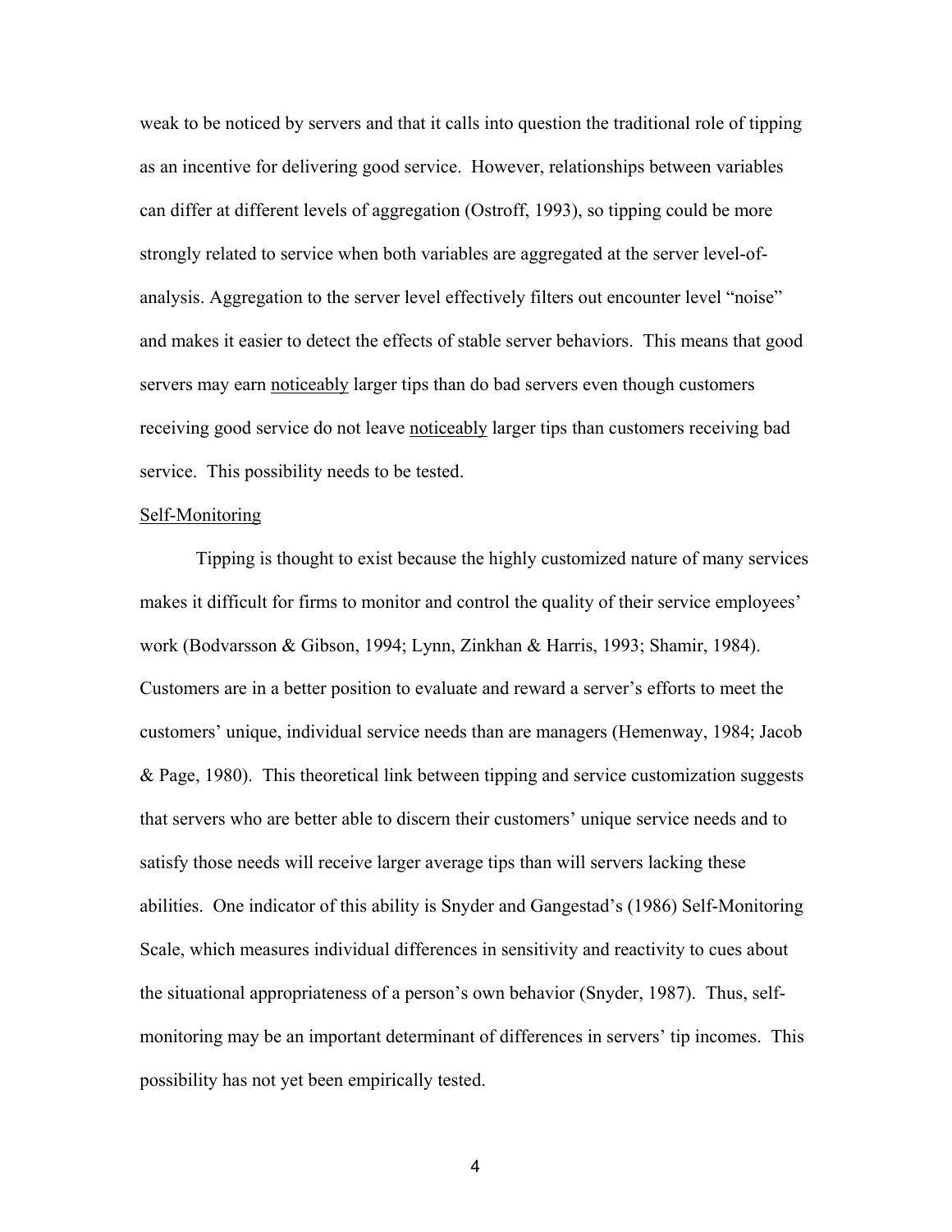weak to be noticed by servers and that it calls into question the traditional role of tipping as an incentive for delivering good service. However, relationships between variables can differ at different levels of aggregation (Ostroff, 1993), so tipping could be more strongly related to service when both variables are aggregated at the server level-of-analysis. Aggregation to the server level effectively filters out encounter level "noise" and makes it easier to detect the effects of stable server behaviors. This means that good servers may earn <u>noticeably</u> larger tips than do bad servers even though customers receiving good service do not leave <u>noticeably</u> larger tips than customers receiving bad service. This possibility needs to be tested.

<u>Self-Monitoring</u>

Tipping is thought to exist because the highly customized nature of many services makes it difficult for firms to monitor and control the quality of their service employees' work (Bodvarsson & Gibson, 1994; Lynn, Zinkhan & Harris, 1993; Shamir, 1984). Customers are in a better position to evaluate and reward a server's efforts to meet the customers' unique, individual service needs than are managers (Hemenway, 1984; Jacob & Page, 1980). This theoretical link between tipping and service customization suggests that servers who are better able to discern their customers' unique service needs and to satisfy those needs will receive larger average tips than will servers lacking these abilities. One indicator of this ability is Snyder and Gangestad's (1986) Self-Monitoring Scale, which measures individual differences in sensitivity and reactivity to cues about the situational appropriateness of a person's own behavior (Snyder, 1987). Thus, self-monitoring may be an important determinant of differences in servers' tip incomes. This possibility has not yet been empirically tested.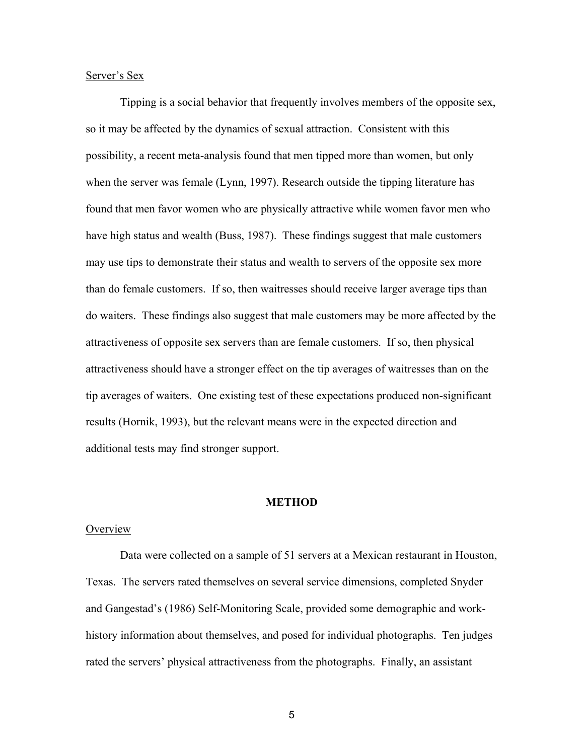### Server's Sex

Tipping is a social behavior that frequently involves members of the opposite sex, so it may be affected by the dynamics of sexual attraction. Consistent with this possibility, a recent meta-analysis found that men tipped more than women, but only when the server was female (Lynn, 1997). Research outside the tipping literature has found that men favor women who are physically attractive while women favor men who have high status and wealth (Buss, 1987). These findings suggest that male customers may use tips to demonstrate their status and wealth to servers of the opposite sex more than do female customers. If so, then waitresses should receive larger average tips than do waiters. These findings also suggest that male customers may be more affected by the attractiveness of opposite sex servers than are female customers. If so, then physical attractiveness should have a stronger effect on the tip averages of waitresses than on the tip averages of waiters. One existing test of these expectations produced non-significant results (Hornik, 1993), but the relevant means were in the expected direction and additional tests may find stronger support.

## METHOD

### Overview

Data were collected on a sample of 51 servers at a Mexican restaurant in Houston, Texas. The servers rated themselves on several service dimensions, completed Snyder and Gangestad's (1986) Self-Monitoring Scale, provided some demographic and work-history information about themselves, and posed for individual photographs. Ten judges rated the servers' physical attractiveness from the photographs. Finally, an assistant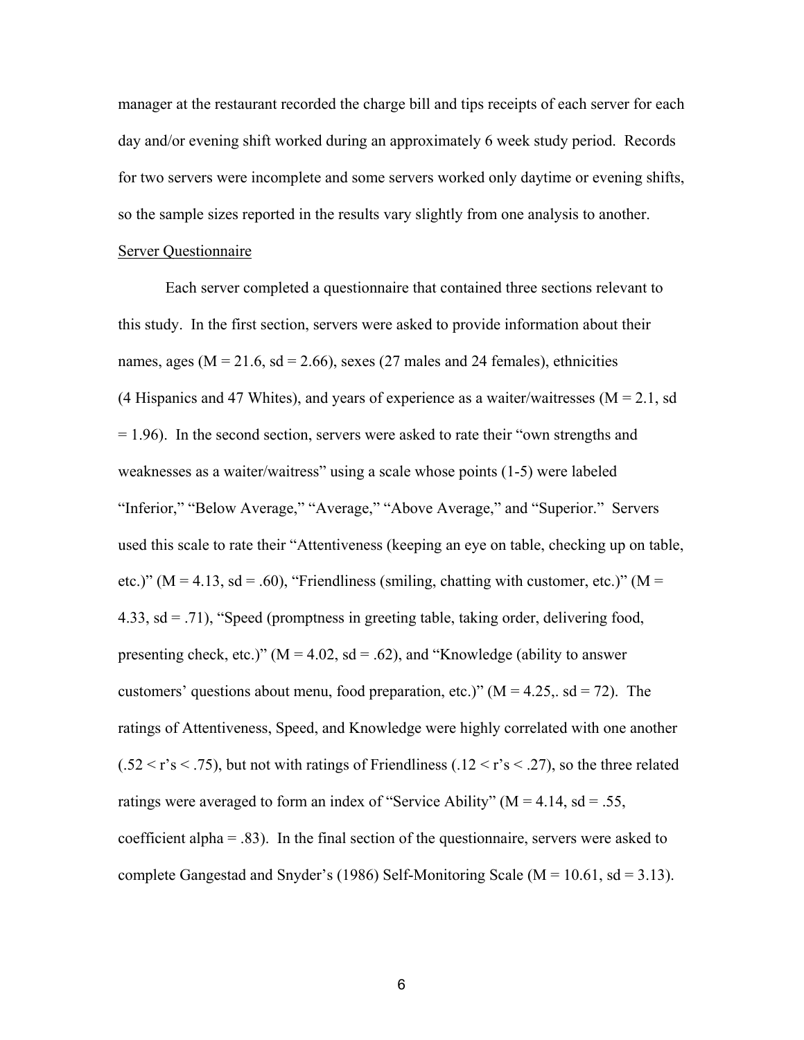manager at the restaurant recorded the charge bill and tips receipts of each server for each day and/or evening shift worked during an approximately 6 week study period. Records for two servers were incomplete and some servers worked only daytime or evening shifts, so the sample sizes reported in the results vary slightly from one analysis to another.

Server Questionnaire

Each server completed a questionnaire that contained three sections relevant to this study. In the first section, servers were asked to provide information about their names, ages (M = 21.6, sd = 2.66), sexes (27 males and 24 females), ethnicities (4 Hispanics and 47 Whites), and years of experience as a waiter/waitresses (M = 2.1, sd = 1.96). In the second section, servers were asked to rate their "own strengths and weaknesses as a waiter/waitress" using a scale whose points (1-5) were labeled "Inferior," "Below Average," "Average," "Above Average," and "Superior." Servers used this scale to rate their "Attentiveness (keeping an eye on table, checking up on table, etc.)" (M = 4.13, sd = .60), "Friendliness (smiling, chatting with customer, etc.)" (M = 4.33, sd = .71), "Speed (promptness in greeting table, taking order, delivering food, presenting check, etc.)" (M = 4.02, sd = .62), and "Knowledge (ability to answer customers' questions about menu, food preparation, etc.)" (M = 4.25,. sd = 72). The ratings of Attentiveness, Speed, and Knowledge were highly correlated with one another (.52 < r's < .75), but not with ratings of Friendliness (.12 < r's < .27), so the three related ratings were averaged to form an index of "Service Ability" (M = 4.14, sd = .55, coefficient alpha = .83). In the final section of the questionnaire, servers were asked to complete Gangestad and Snyder's (1986) Self-Monitoring Scale (M = 10.61, sd = 3.13).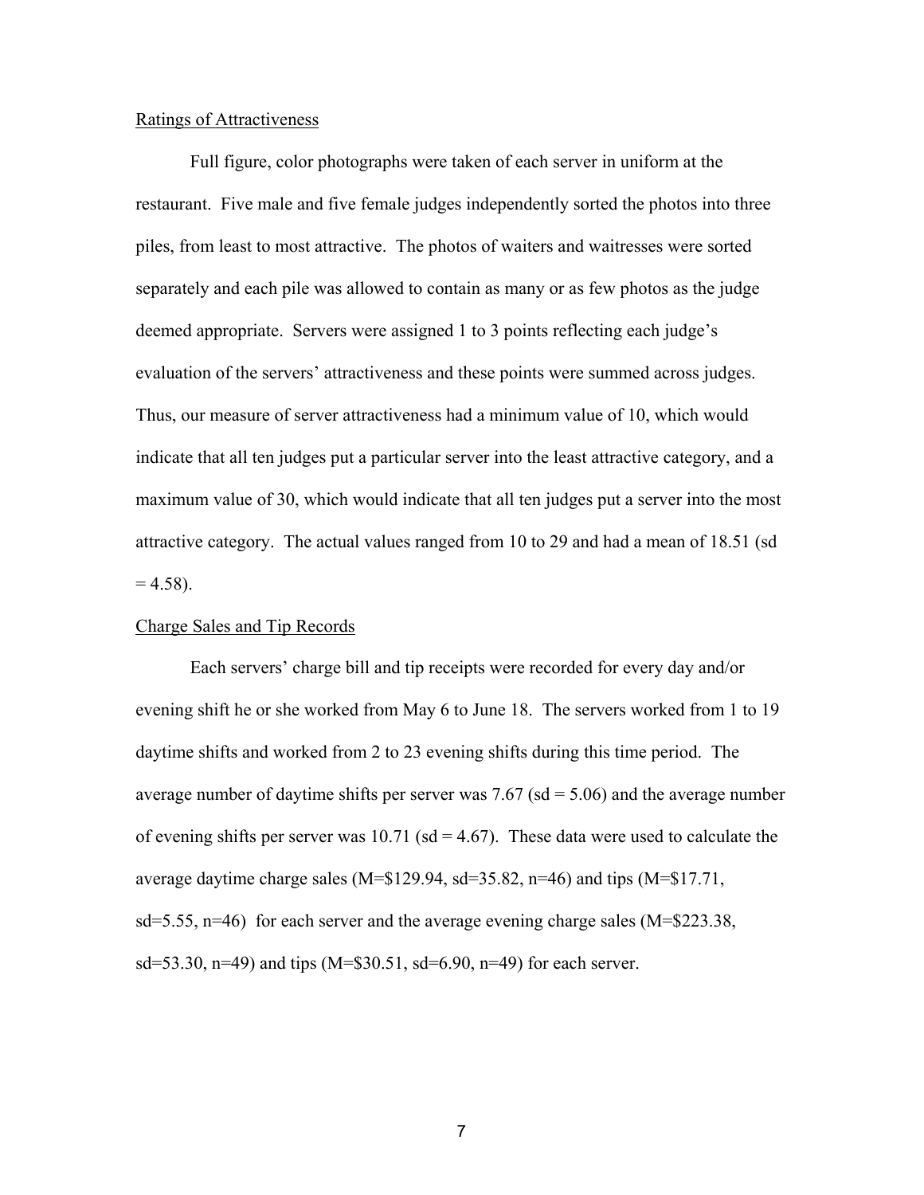<u>Ratings of Attractiveness</u>

Full figure, color photographs were taken of each server in uniform at the restaurant. Five male and five female judges independently sorted the photos into three piles, from least to most attractive. The photos of waiters and waitresses were sorted separately and each pile was allowed to contain as many or as few photos as the judge deemed appropriate. Servers were assigned 1 to 3 points reflecting each judge's evaluation of the servers' attractiveness and these points were summed across judges. Thus, our measure of server attractiveness had a minimum value of 10, which would indicate that all ten judges put a particular server into the least attractive category, and a maximum value of 30, which would indicate that all ten judges put a server into the most attractive category. The actual values ranged from 10 to 29 and had a mean of 18.51 (sd = 4.58).

<u>Charge Sales and Tip Records</u>

Each servers' charge bill and tip receipts were recorded for every day and/or evening shift he or she worked from May 6 to June 18. The servers worked from 1 to 19 daytime shifts and worked from 2 to 23 evening shifts during this time period. The average number of daytime shifts per server was 7.67 (sd = 5.06) and the average number of evening shifts per server was 10.71 (sd = 4.67). These data were used to calculate the average daytime charge sales (M=$129.94, sd=35.82, n=46) and tips (M=$17.71, sd=5.55, n=46) for each server and the average evening charge sales (M=$223.38, sd=53.30, n=49) and tips (M=$30.51, sd=6.90, n=49) for each server.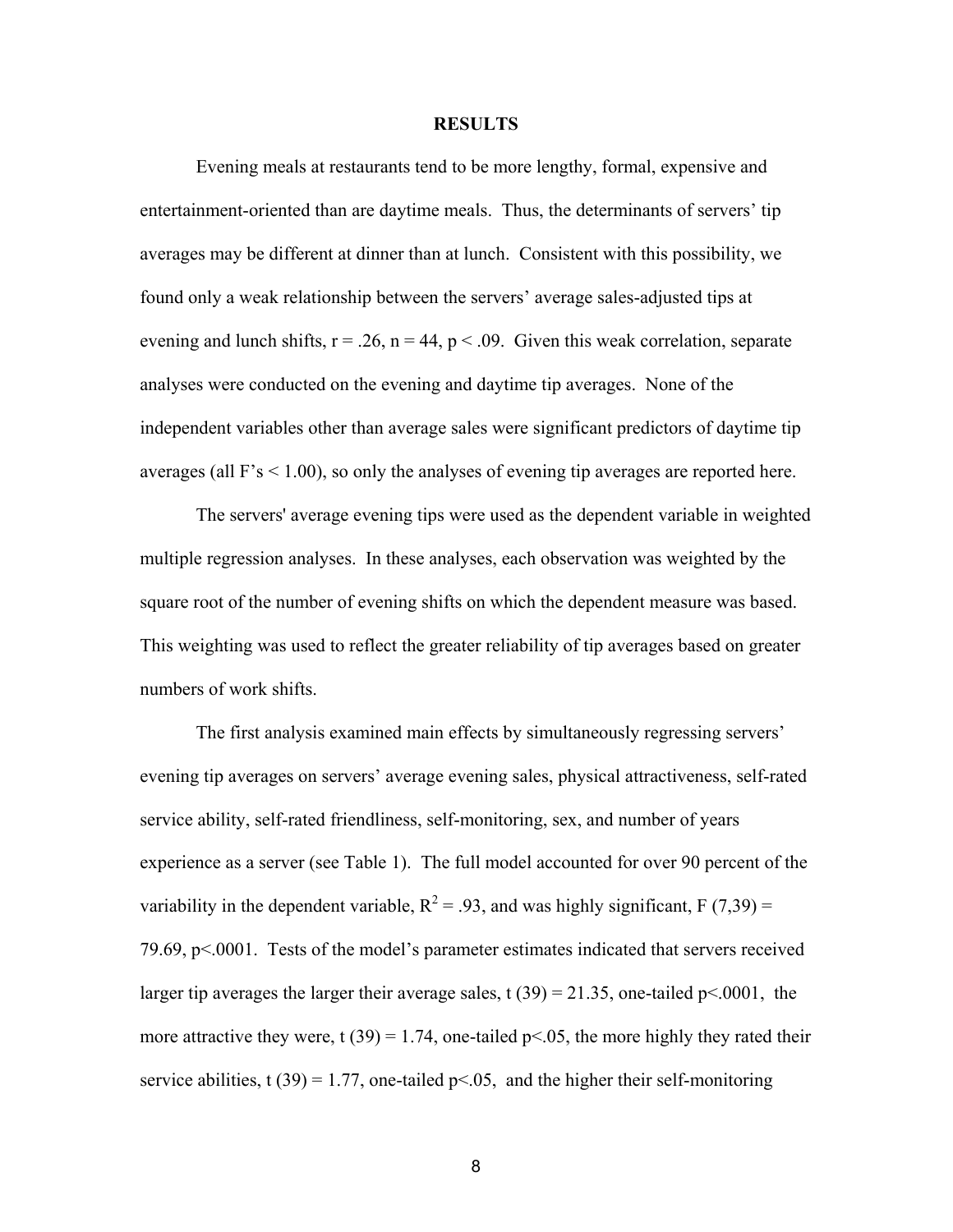## RESULTS

Evening meals at restaurants tend to be more lengthy, formal, expensive and entertainment-oriented than are daytime meals. Thus, the determinants of servers' tip averages may be different at dinner than at lunch. Consistent with this possibility, we found only a weak relationship between the servers' average sales-adjusted tips at evening and lunch shifts, $r = .26$, $n = 44$, $p < .09$. Given this weak correlation, separate analyses were conducted on the evening and daytime tip averages. None of the independent variables other than average sales were significant predictors of daytime tip averages (all F's < 1.00), so only the analyses of evening tip averages are reported here.

The servers' average evening tips were used as the dependent variable in weighted multiple regression analyses. In these analyses, each observation was weighted by the square root of the number of evening shifts on which the dependent measure was based. This weighting was used to reflect the greater reliability of tip averages based on greater numbers of work shifts.

The first analysis examined main effects by simultaneously regressing servers' evening tip averages on servers' average evening sales, physical attractiveness, self-rated service ability, self-rated friendliness, self-monitoring, sex, and number of years experience as a server (see Table 1). The full model accounted for over 90 percent of the variability in the dependent variable, $R^2 = .93$, and was highly significant, $F(7,39) = 79.69$, $p<.0001$. Tests of the model's parameter estimates indicated that servers received larger tip averages the larger their average sales, $t(39) = 21.35$, one-tailed $p<.0001$, the more attractive they were, $t(39) = 1.74$, one-tailed $p<.05$, the more highly they rated their service abilities, $t(39) = 1.77$, one-tailed $p<.05$, and the higher their self-monitoring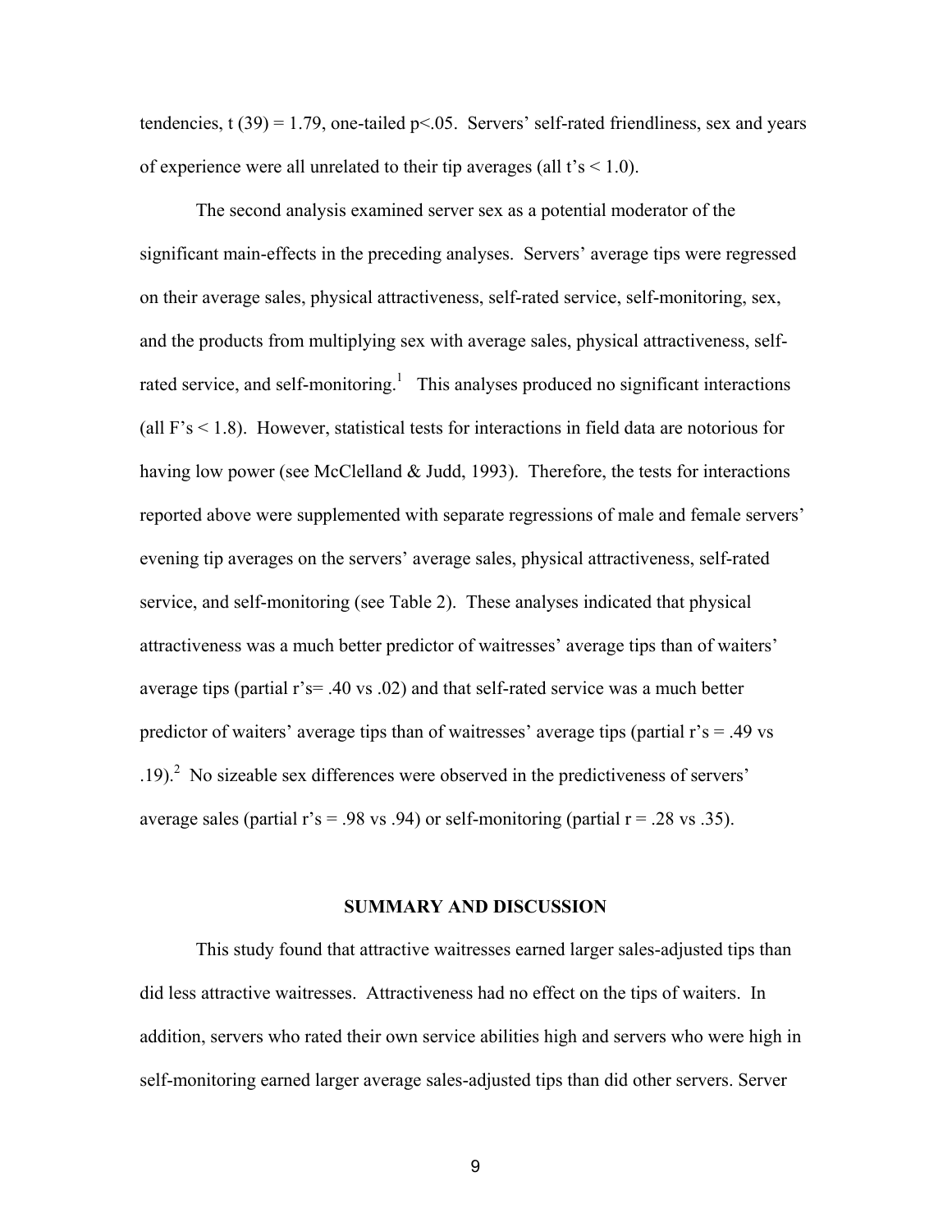tendencies, $t(39) = 1.79$, one-tailed $p<.05$. Servers' self-rated friendliness, sex and years of experience were all unrelated to their tip averages (all t's < 1.0).

The second analysis examined server sex as a potential moderator of the significant main-effects in the preceding analyses. Servers' average tips were regressed on their average sales, physical attractiveness, self-rated service, self-monitoring, sex, and the products from multiplying sex with average sales, physical attractiveness, self-rated service, and self-monitoring.[1] This analyses produced no significant interactions (all F's < 1.8). However, statistical tests for interactions in field data are notorious for having low power (see McClelland & Judd, 1993). Therefore, the tests for interactions reported above were supplemented with separate regressions of male and female servers' evening tip averages on the servers' average sales, physical attractiveness, self-rated service, and self-monitoring (see Table 2). These analyses indicated that physical attractiveness was a much better predictor of waitresses' average tips than of waiters' average tips (partial r's= .40 vs .02) and that self-rated service was a much better predictor of waiters' average tips than of waitresses' average tips (partial r's = .49 vs .19).[2] No sizeable sex differences were observed in the predictiveness of servers' average sales (partial r's = .98 vs .94) or self-monitoring (partial r = .28 vs .35).

## SUMMARY AND DISCUSSION

This study found that attractive waitresses earned larger sales-adjusted tips than did less attractive waitresses. Attractiveness had no effect on the tips of waiters. In addition, servers who rated their own service abilities high and servers who were high in self-monitoring earned larger average sales-adjusted tips than did other servers. Server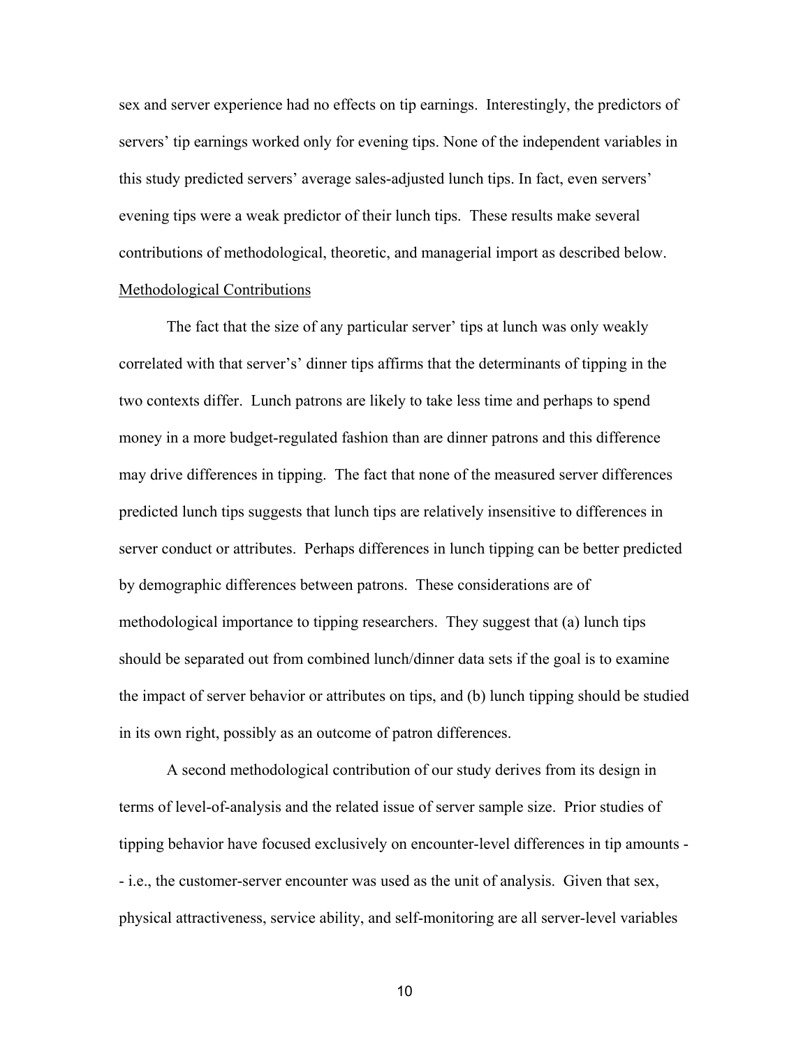sex and server experience had no effects on tip earnings. Interestingly, the predictors of servers' tip earnings worked only for evening tips. None of the independent variables in this study predicted servers' average sales-adjusted lunch tips. In fact, even servers' evening tips were a weak predictor of their lunch tips. These results make several contributions of methodological, theoretic, and managerial import as described below.

## Methodological Contributions

The fact that the size of any particular server' tips at lunch was only weakly correlated with that server's' dinner tips affirms that the determinants of tipping in the two contexts differ. Lunch patrons are likely to take less time and perhaps to spend money in a more budget-regulated fashion than are dinner patrons and this difference may drive differences in tipping. The fact that none of the measured server differences predicted lunch tips suggests that lunch tips are relatively insensitive to differences in server conduct or attributes. Perhaps differences in lunch tipping can be better predicted by demographic differences between patrons. These considerations are of methodological importance to tipping researchers. They suggest that (a) lunch tips should be separated out from combined lunch/dinner data sets if the goal is to examine the impact of server behavior or attributes on tips, and (b) lunch tipping should be studied in its own right, possibly as an outcome of patron differences.

A second methodological contribution of our study derives from its design in terms of level-of-analysis and the related issue of server sample size. Prior studies of tipping behavior have focused exclusively on encounter-level differences in tip amounts -- i.e., the customer-server encounter was used as the unit of analysis. Given that sex, physical attractiveness, service ability, and self-monitoring are all server-level variables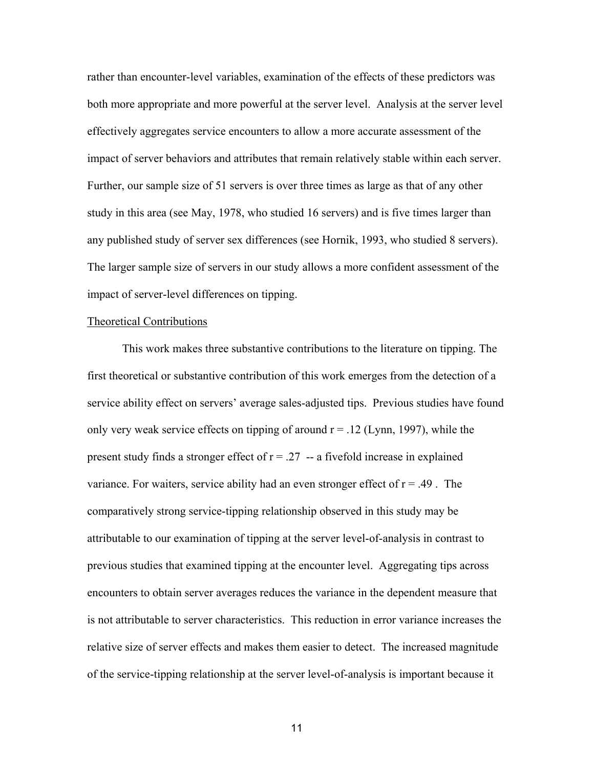rather than encounter-level variables, examination of the effects of these predictors was both more appropriate and more powerful at the server level. Analysis at the server level effectively aggregates service encounters to allow a more accurate assessment of the impact of server behaviors and attributes that remain relatively stable within each server. Further, our sample size of 51 servers is over three times as large as that of any other study in this area (see May, 1978, who studied 16 servers) and is five times larger than any published study of server sex differences (see Hornik, 1993, who studied 8 servers). The larger sample size of servers in our study allows a more confident assessment of the impact of server-level differences on tipping.

Theoretical Contributions

This work makes three substantive contributions to the literature on tipping. The first theoretical or substantive contribution of this work emerges from the detection of a service ability effect on servers' average sales-adjusted tips. Previous studies have found only very weak service effects on tipping of around $r = .12$ (Lynn, 1997), while the present study finds a stronger effect of $r = .27$ -- a fivefold increase in explained variance. For waiters, service ability had an even stronger effect of $r = .49$ . The comparatively strong service-tipping relationship observed in this study may be attributable to our examination of tipping at the server level-of-analysis in contrast to previous studies that examined tipping at the encounter level. Aggregating tips across encounters to obtain server averages reduces the variance in the dependent measure that is not attributable to server characteristics. This reduction in error variance increases the relative size of server effects and makes them easier to detect. The increased magnitude of the service-tipping relationship at the server level-of-analysis is important because it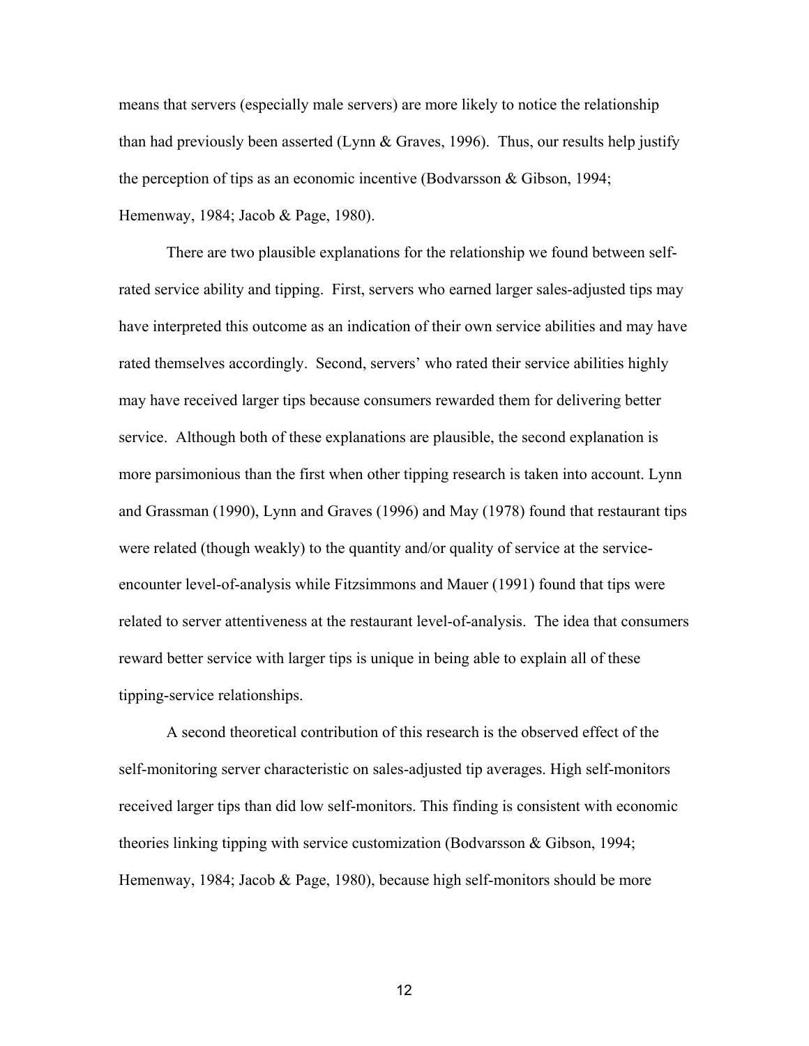means that servers (especially male servers) are more likely to notice the relationship than had previously been asserted (Lynn & Graves, 1996). Thus, our results help justify the perception of tips as an economic incentive (Bodvarsson & Gibson, 1994; Hemenway, 1984; Jacob & Page, 1980).

There are two plausible explanations for the relationship we found between self-rated service ability and tipping. First, servers who earned larger sales-adjusted tips may have interpreted this outcome as an indication of their own service abilities and may have rated themselves accordingly. Second, servers' who rated their service abilities highly may have received larger tips because consumers rewarded them for delivering better service. Although both of these explanations are plausible, the second explanation is more parsimonious than the first when other tipping research is taken into account. Lynn and Grassman (1990), Lynn and Graves (1996) and May (1978) found that restaurant tips were related (though weakly) to the quantity and/or quality of service at the service-encounter level-of-analysis while Fitzsimmons and Mauer (1991) found that tips were related to server attentiveness at the restaurant level-of-analysis. The idea that consumers reward better service with larger tips is unique in being able to explain all of these tipping-service relationships.

A second theoretical contribution of this research is the observed effect of the self-monitoring server characteristic on sales-adjusted tip averages. High self-monitors received larger tips than did low self-monitors. This finding is consistent with economic theories linking tipping with service customization (Bodvarsson & Gibson, 1994; Hemenway, 1984; Jacob & Page, 1980), because high self-monitors should be more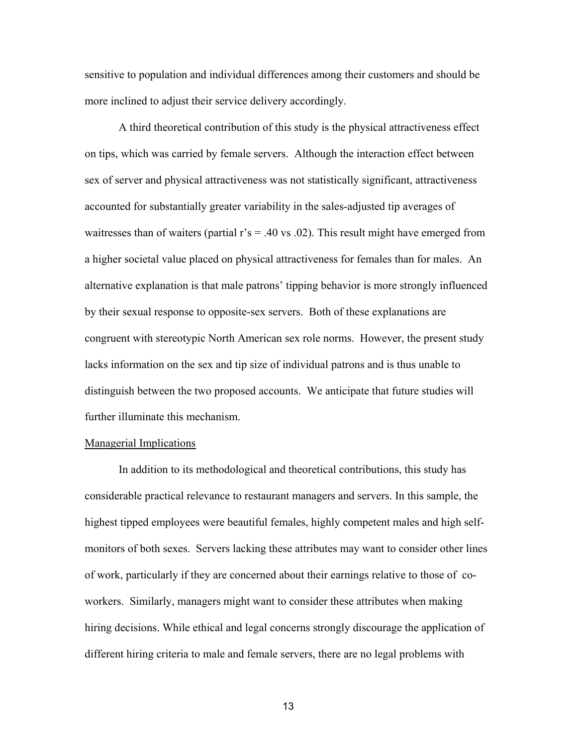sensitive to population and individual differences among their customers and should be more inclined to adjust their service delivery accordingly.

A third theoretical contribution of this study is the physical attractiveness effect on tips, which was carried by female servers. Although the interaction effect between sex of server and physical attractiveness was not statistically significant, attractiveness accounted for substantially greater variability in the sales-adjusted tip averages of waitresses than of waiters (partial r's = .40 vs .02). This result might have emerged from a higher societal value placed on physical attractiveness for females than for males. An alternative explanation is that male patrons' tipping behavior is more strongly influenced by their sexual response to opposite-sex servers. Both of these explanations are congruent with stereotypic North American sex role norms. However, the present study lacks information on the sex and tip size of individual patrons and is thus unable to distinguish between the two proposed accounts. We anticipate that future studies will further illuminate this mechanism.

Managerial Implications

In addition to its methodological and theoretical contributions, this study has considerable practical relevance to restaurant managers and servers. In this sample, the highest tipped employees were beautiful females, highly competent males and high self-monitors of both sexes. Servers lacking these attributes may want to consider other lines of work, particularly if they are concerned about their earnings relative to those of co-workers. Similarly, managers might want to consider these attributes when making hiring decisions. While ethical and legal concerns strongly discourage the application of different hiring criteria to male and female servers, there are no legal problems with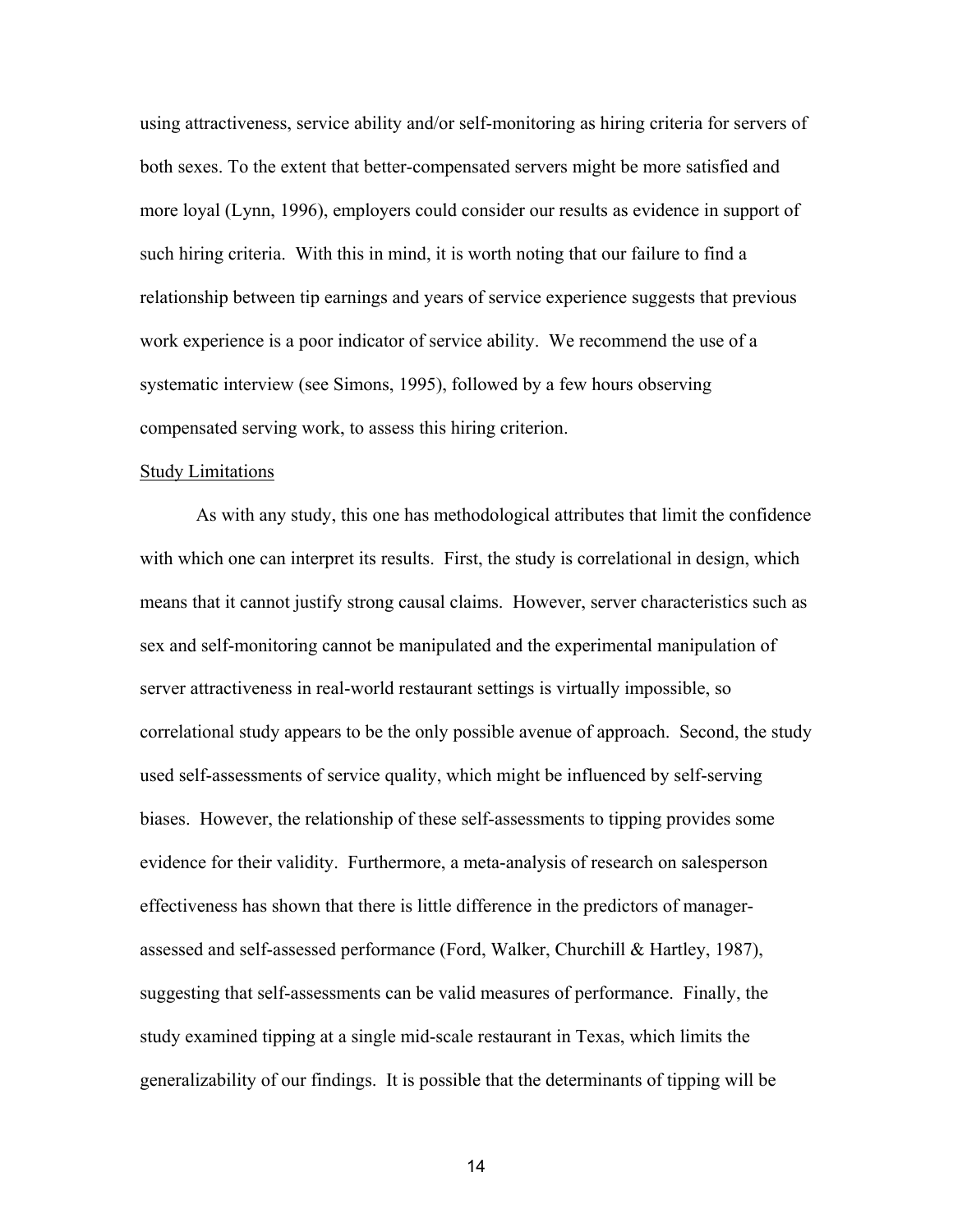using attractiveness, service ability and/or self-monitoring as hiring criteria for servers of both sexes. To the extent that better-compensated servers might be more satisfied and more loyal (Lynn, 1996), employers could consider our results as evidence in support of such hiring criteria. With this in mind, it is worth noting that our failure to find a relationship between tip earnings and years of service experience suggests that previous work experience is a poor indicator of service ability. We recommend the use of a systematic interview (see Simons, 1995), followed by a few hours observing compensated serving work, to assess this hiring criterion.

## Study Limitations

As with any study, this one has methodological attributes that limit the confidence with which one can interpret its results. First, the study is correlational in design, which means that it cannot justify strong causal claims. However, server characteristics such as sex and self-monitoring cannot be manipulated and the experimental manipulation of server attractiveness in real-world restaurant settings is virtually impossible, so correlational study appears to be the only possible avenue of approach. Second, the study used self-assessments of service quality, which might be influenced by self-serving biases. However, the relationship of these self-assessments to tipping provides some evidence for their validity. Furthermore, a meta-analysis of research on salesperson effectiveness has shown that there is little difference in the predictors of manager-assessed and self-assessed performance (Ford, Walker, Churchill & Hartley, 1987), suggesting that self-assessments can be valid measures of performance. Finally, the study examined tipping at a single mid-scale restaurant in Texas, which limits the generalizability of our findings. It is possible that the determinants of tipping will be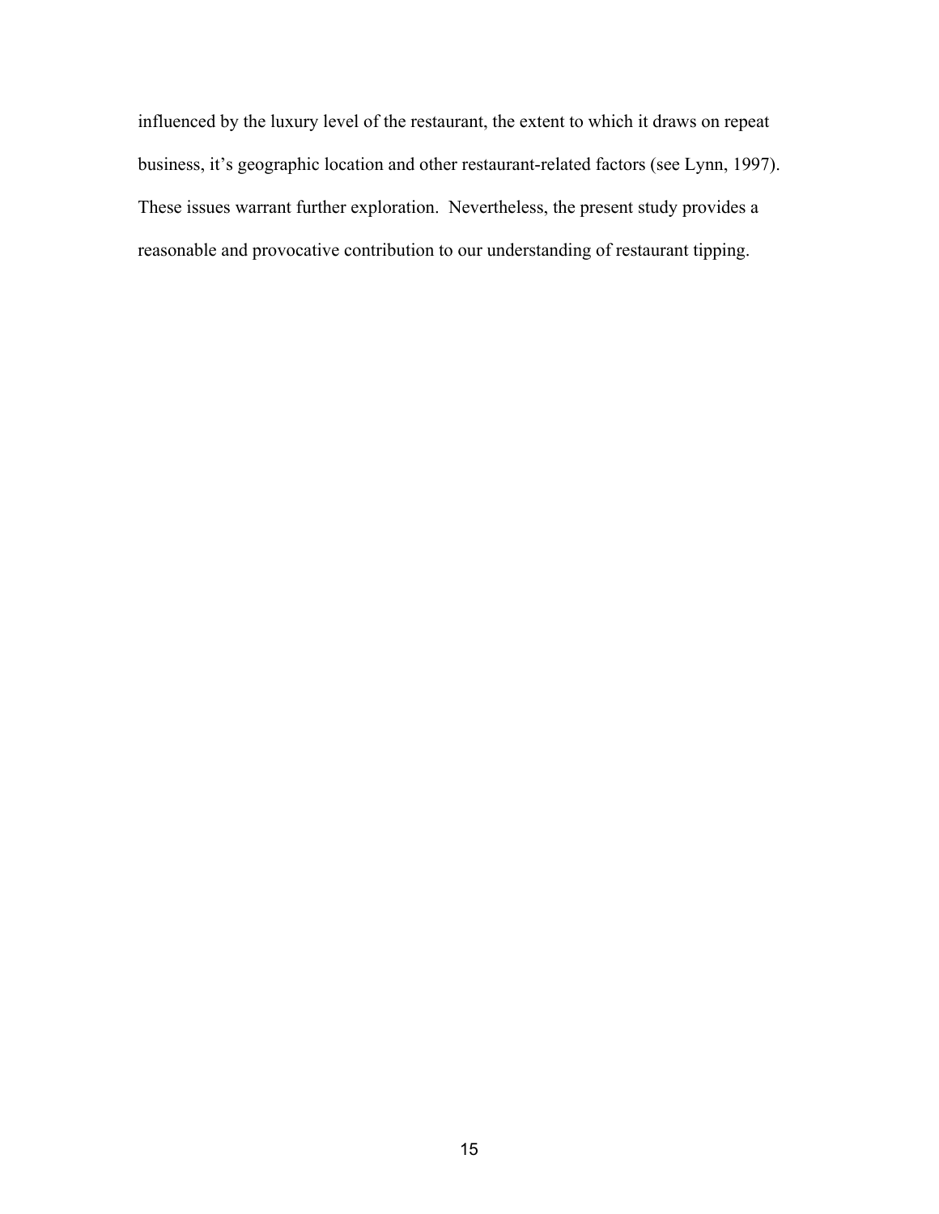influenced by the luxury level of the restaurant, the extent to which it draws on repeat business, it's geographic location and other restaurant-related factors (see Lynn, 1997). These issues warrant further exploration. Nevertheless, the present study provides a reasonable and provocative contribution to our understanding of restaurant tipping.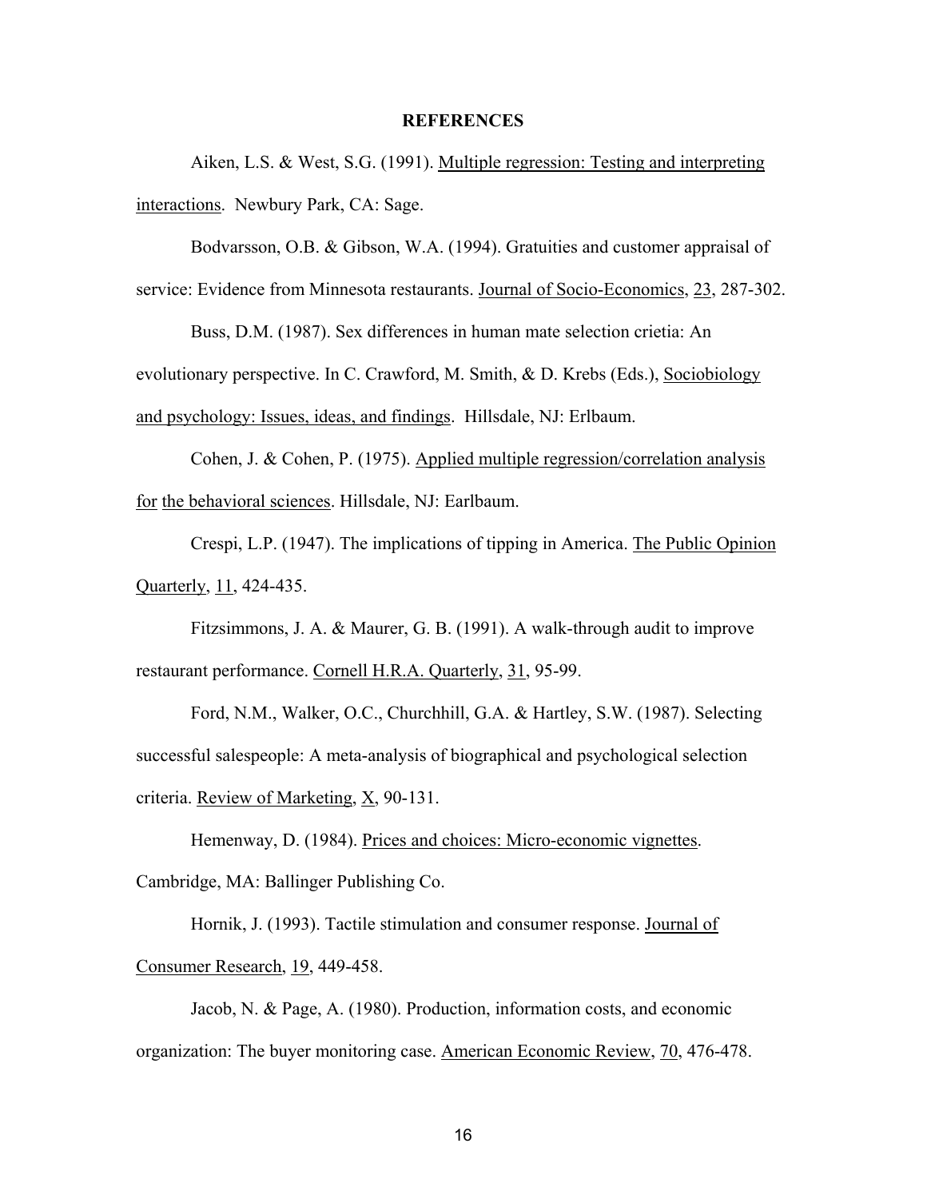# REFERENCES

Aiken, L.S. & West, S.G. (1991). Multiple regression: Testing and interpreting interactions. Newbury Park, CA: Sage.

Bodvarsson, O.B. & Gibson, W.A. (1994). Gratuities and customer appraisal of service: Evidence from Minnesota restaurants. Journal of Socio-Economics, 23, 287-302.

Buss, D.M. (1987). Sex differences in human mate selection crietia: An evolutionary perspective. In C. Crawford, M. Smith, & D. Krebs (Eds.), Sociobiology and psychology: Issues, ideas, and findings. Hillsdale, NJ: Erlbaum.

Cohen, J. & Cohen, P. (1975). Applied multiple regression/correlation analysis for the behavioral sciences. Hillsdale, NJ: Earlbaum.

Crespi, L.P. (1947). The implications of tipping in America. The Public Opinion Quarterly, 11, 424-435.

Fitzsimmons, J. A. & Maurer, G. B. (1991). A walk-through audit to improve restaurant performance. Cornell H.R.A. Quarterly, 31, 95-99.

Ford, N.M., Walker, O.C., Churchhill, G.A. & Hartley, S.W. (1987). Selecting successful salespeople: A meta-analysis of biographical and psychological selection criteria. Review of Marketing, X, 90-131.

Hemenway, D. (1984). Prices and choices: Micro-economic vignettes. Cambridge, MA: Ballinger Publishing Co.

Hornik, J. (1993). Tactile stimulation and consumer response. Journal of Consumer Research, 19, 449-458.

Jacob, N. & Page, A. (1980). Production, information costs, and economic organization: The buyer monitoring case. American Economic Review, 70, 476-478.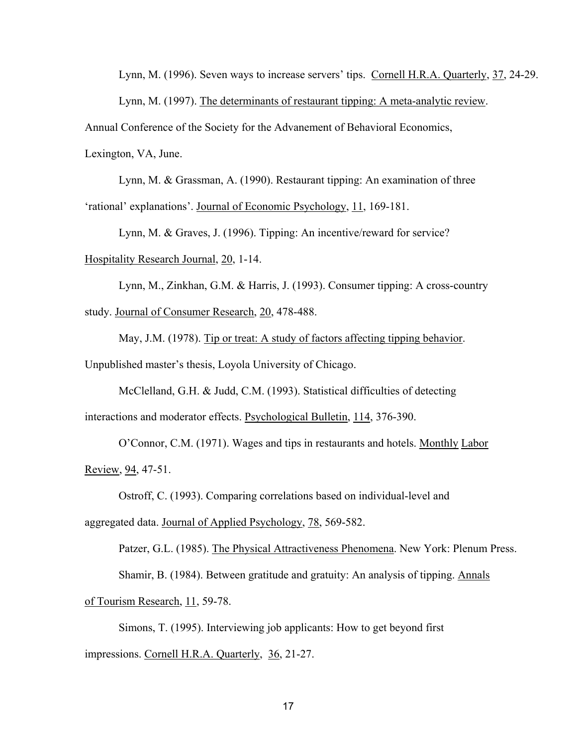Lynn, M. (1996). Seven ways to increase servers' tips. Cornell H.R.A. Quarterly, 37, 24-29.

Lynn, M. (1997). The determinants of restaurant tipping: A meta-analytic review. Annual Conference of the Society for the Advanement of Behavioral Economics, Lexington, VA, June.

Lynn, M. & Grassman, A. (1990). Restaurant tipping: An examination of three 'rational' explanations'. Journal of Economic Psychology, 11, 169-181.

Lynn, M. & Graves, J. (1996). Tipping: An incentive/reward for service? Hospitality Research Journal, 20, 1-14.

Lynn, M., Zinkhan, G.M. & Harris, J. (1993). Consumer tipping: A cross-country study. Journal of Consumer Research, 20, 478-488.

May, J.M. (1978). Tip or treat: A study of factors affecting tipping behavior. Unpublished master's thesis, Loyola University of Chicago.

McClelland, G.H. & Judd, C.M. (1993). Statistical difficulties of detecting interactions and moderator effects. Psychological Bulletin, 114, 376-390.

O'Connor, C.M. (1971). Wages and tips in restaurants and hotels. Monthly Labor Review, 94, 47-51.

Ostroff, C. (1993). Comparing correlations based on individual-level and aggregated data. Journal of Applied Psychology, 78, 569-582.

Patzer, G.L. (1985). The Physical Attractiveness Phenomena. New York: Plenum Press.

Shamir, B. (1984). Between gratitude and gratuity: An analysis of tipping. Annals of Tourism Research, 11, 59-78.

Simons, T. (1995). Interviewing job applicants: How to get beyond first impressions. Cornell H.R.A. Quarterly, 36, 21-27.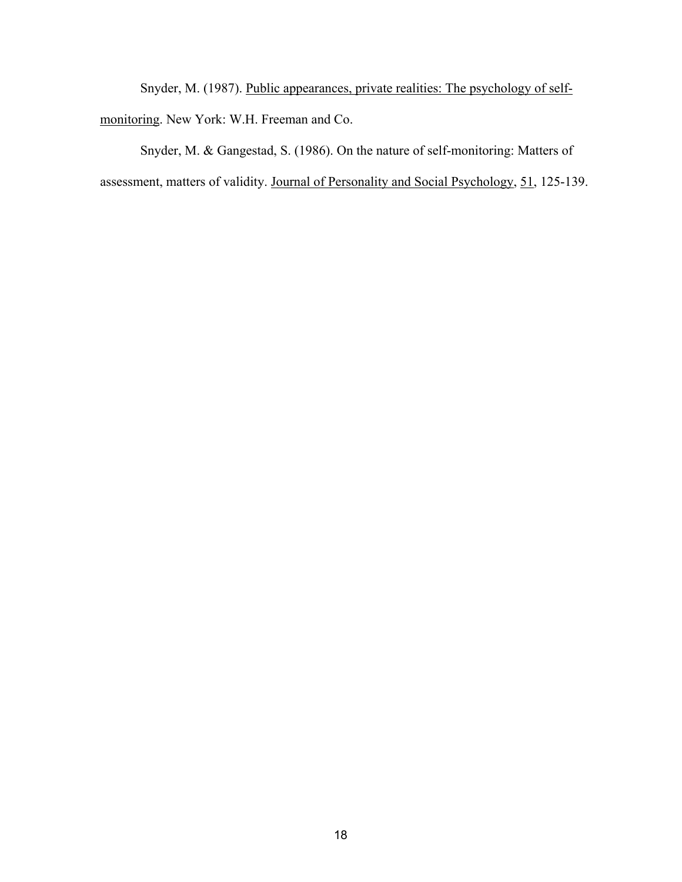Snyder, M. (1987). Public appearances, private realities: The psychology of self-monitoring. New York: W.H. Freeman and Co.

Snyder, M. & Gangestad, S. (1986). On the nature of self-monitoring: Matters of assessment, matters of validity. Journal of Personality and Social Psychology, 51, 125-139.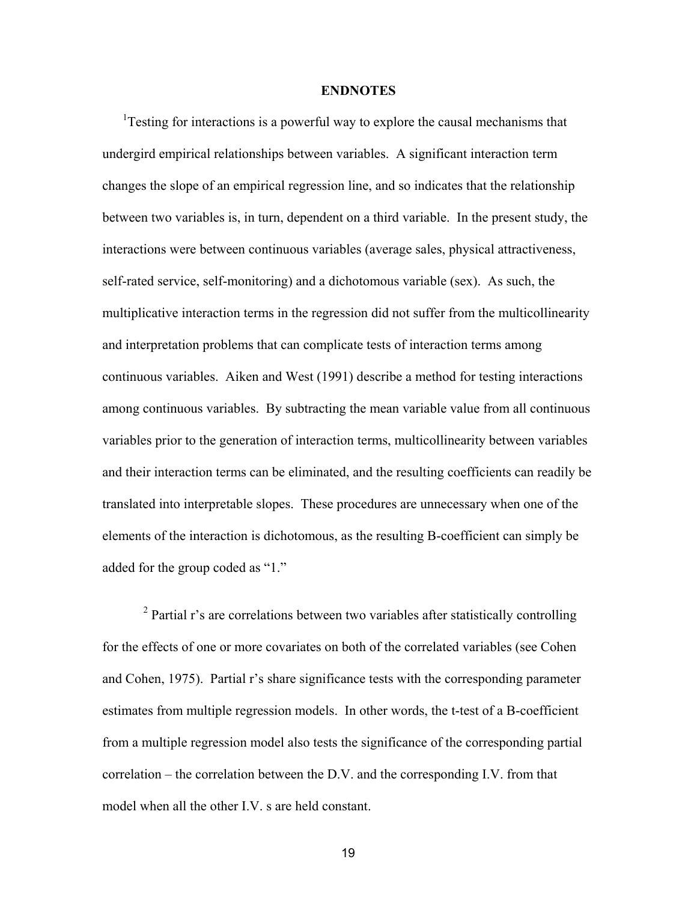**ENDNOTES**

[1]Testing for interactions is a powerful way to explore the causal mechanisms that undergird empirical relationships between variables. A significant interaction term changes the slope of an empirical regression line, and so indicates that the relationship between two variables is, in turn, dependent on a third variable. In the present study, the interactions were between continuous variables (average sales, physical attractiveness, self-rated service, self-monitoring) and a dichotomous variable (sex). As such, the multiplicative interaction terms in the regression did not suffer from the multicollinearity and interpretation problems that can complicate tests of interaction terms among continuous variables. Aiken and West (1991) describe a method for testing interactions among continuous variables. By subtracting the mean variable value from all continuous variables prior to the generation of interaction terms, multicollinearity between variables and their interaction terms can be eliminated, and the resulting coefficients can readily be translated into interpretable slopes. These procedures are unnecessary when one of the elements of the interaction is dichotomous, as the resulting B-coefficient can simply be added for the group coded as "1."

[2] Partial r's are correlations between two variables after statistically controlling for the effects of one or more covariates on both of the correlated variables (see Cohen and Cohen, 1975). Partial r's share significance tests with the corresponding parameter estimates from multiple regression models. In other words, the t-test of a B-coefficient from a multiple regression model also tests the significance of the corresponding partial correlation – the correlation between the D.V. and the corresponding I.V. from that model when all the other I.V. s are held constant.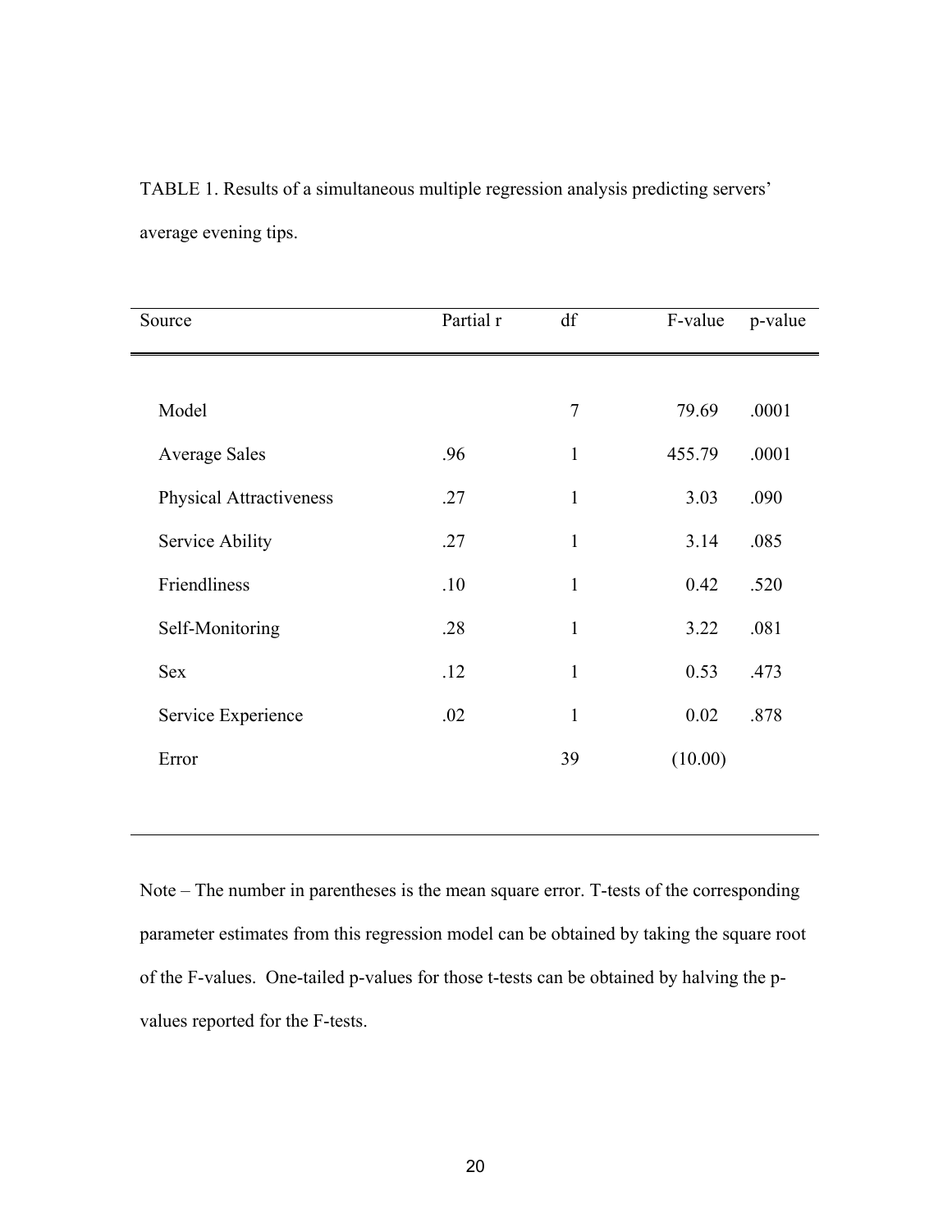TABLE 1. Results of a simultaneous multiple regression analysis predicting servers' average evening tips.

| Source | Partial r | df | F-value | p-value |
|---|---|---|---|---|
| Model | | 7 | 79.69 | .0001 |
| Average Sales | .96 | 1 | 455.79 | .0001 |
| Physical Attractiveness | .27 | 1 | 3.03 | .090 |
| Service Ability | .27 | 1 | 3.14 | .085 |
| Friendliness | .10 | 1 | 0.42 | .520 |
| Self-Monitoring | .28 | 1 | 3.22 | .081 |
| Sex | .12 | 1 | 0.53 | .473 |
| Service Experience | .02 | 1 | 0.02 | .878 |
| Error | | 39 | (10.00) | |

Note – The number in parentheses is the mean square error. T-tests of the corresponding parameter estimates from this regression model can be obtained by taking the square root of the F-values. One-tailed p-values for those t-tests can be obtained by halving the p-values reported for the F-tests.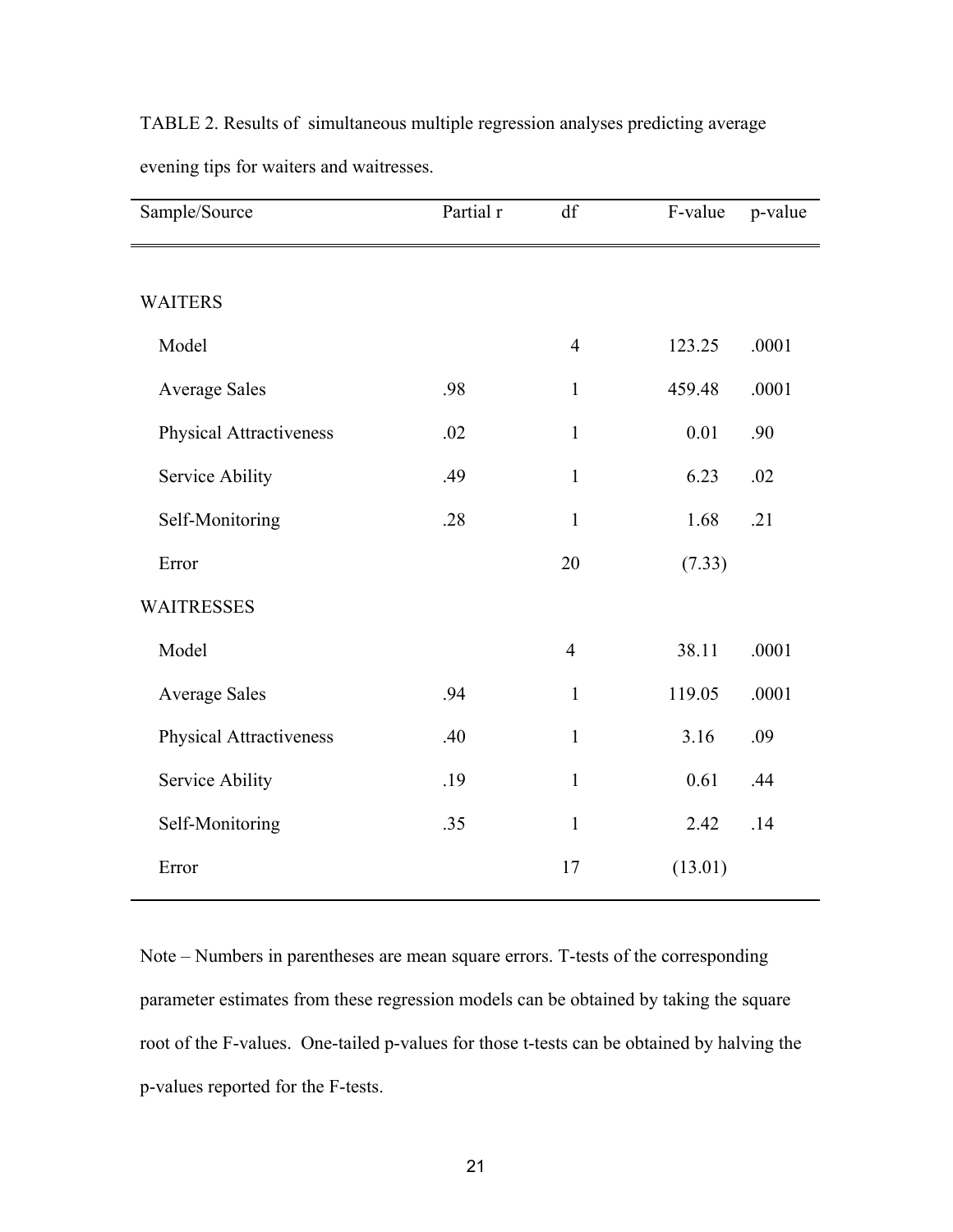TABLE 2. Results of simultaneous multiple regression analyses predicting average evening tips for waiters and waitresses.

| Sample/Source | Partial r | df | F-value | p-value |
|---|---|---|---|---|
| WAITERS | | | | |
| Model | | 4 | 123.25 | .0001 |
| Average Sales | .98 | 1 | 459.48 | .0001 |
| Physical Attractiveness | .02 | 1 | 0.01 | .90 |
| Service Ability | .49 | 1 | 6.23 | .02 |
| Self-Monitoring | .28 | 1 | 1.68 | .21 |
| Error | | 20 | (7.33) | |
| WAITRESSES | | | | |
| Model | | 4 | 38.11 | .0001 |
| Average Sales | .94 | 1 | 119.05 | .0001 |
| Physical Attractiveness | .40 | 1 | 3.16 | .09 |
| Service Ability | .19 | 1 | 0.61 | .44 |
| Self-Monitoring | .35 | 1 | 2.42 | .14 |
| Error | | 17 | (13.01) | |

Note – Numbers in parentheses are mean square errors. T-tests of the corresponding parameter estimates from these regression models can be obtained by taking the square root of the F-values. One-tailed p-values for those t-tests can be obtained by halving the p-values reported for the F-tests.